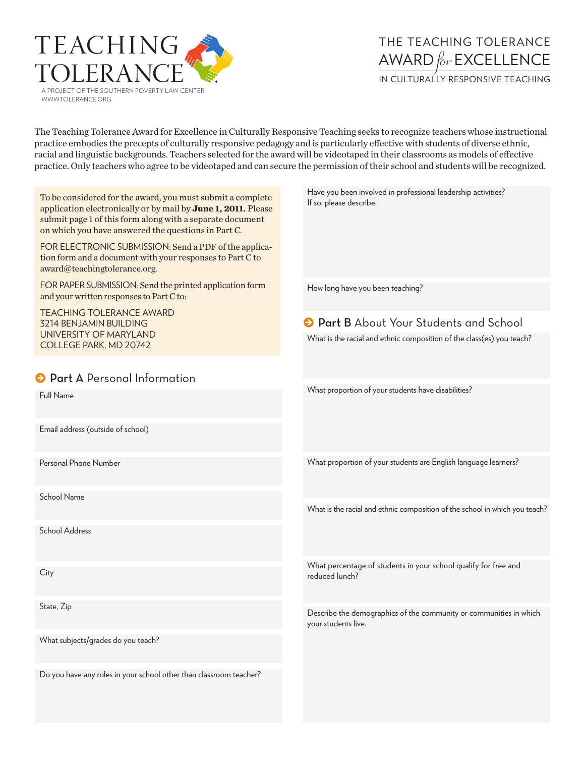# TEACHING TOLERANCE

A PROJECT OF THE SOUTHERN POVERTY LAW CENTER
WWW.TOLERANCE.ORG

## THE TEACHING TOLERANCE AWARD *for* EXCELLENCE IN CULTURALLY RESPONSIVE TEACHING

The Teaching Tolerance Award for Excellence in Culturally Responsive Teaching seeks to recognize teachers whose instructional practice embodies the precepts of culturally responsive pedagogy and is particularly effective with students of diverse ethnic, racial and linguistic backgrounds. Teachers selected for the award will be videotaped in their classrooms as models of effective practice. Only teachers who agree to be videotaped and can secure the permission of their school and students will be recognized.

To be considered for the award, you must submit a complete application electronically or by mail by **June 1, 2011.** Please submit page 1 of this form along with a separate document on which you have answered the questions in Part C.

FOR ELECTRONIC SUBMISSION: Send a PDF of the application form and a document with your responses to Part C to award@teachingtolerance.org.

FOR PAPER SUBMISSION: Send the printed application form and your written responses to Part C to:

TEACHING TOLERANCE AWARD
3214 BENJAMIN BUILDING
UNIVERSITY OF MARYLAND
COLLEGE PARK, MD 20742

### Part A Personal Information

Full Name

Email address (outside of school)

Personal Phone Number

School Name

School Address

City

State, Zip

What subjects/grades do you teach?

Do you have any roles in your school other than classroom teacher?

Have you been involved in professional leadership activities? If so, please describe.

How long have you been teaching?

### Part B About Your Students and School

What is the racial and ethnic composition of the class(es) you teach?

What proportion of your students have disabilities?

What proportion of your students are English language learners?

What is the racial and ethnic composition of the school in which you teach?

What percentage of students in your school qualify for free and reduced lunch?

Describe the demographics of the community or communities in which your students live.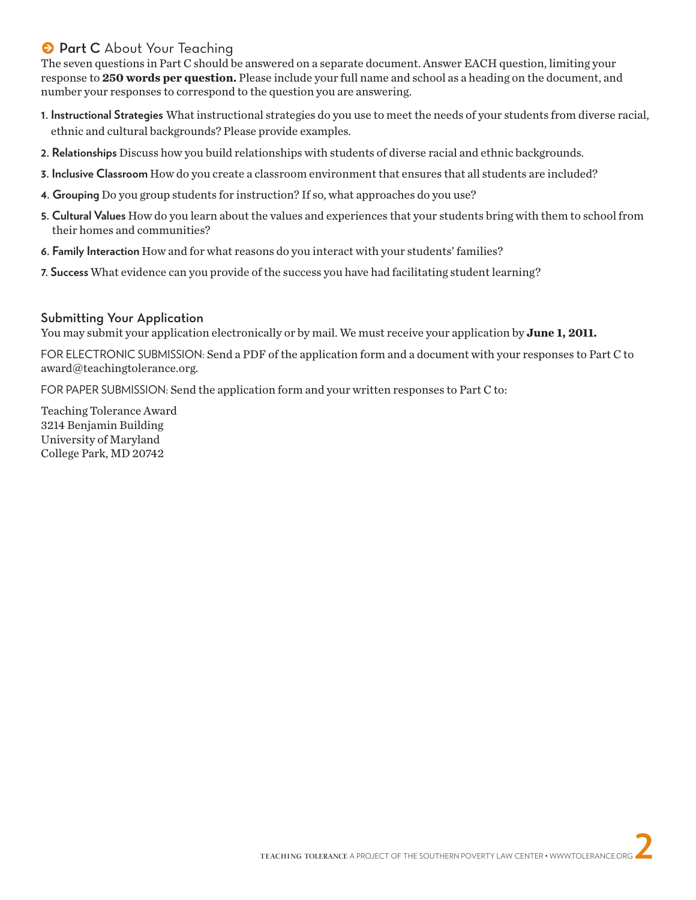## **Part C** About Your Teaching

The seven questions in Part C should be answered on a separate document. Answer EACH question, limiting your response to **250 words per question.** Please include your full name and school as a heading on the document, and number your responses to correspond to the question you are answering.

1. **Instructional Strategies** What instructional strategies do you use to meet the needs of your students from diverse racial, ethnic and cultural backgrounds? Please provide examples.
2. **Relationships** Discuss how you build relationships with students of diverse racial and ethnic backgrounds.
3. **Inclusive Classroom** How do you create a classroom environment that ensures that all students are included?
4. **Grouping** Do you group students for instruction? If so, what approaches do you use?
5. **Cultural Values** How do you learn about the values and experiences that your students bring with them to school from their homes and communities?
6. **Family Interaction** How and for what reasons do you interact with your students' families?
7. **Success** What evidence can you provide of the success you have had facilitating student learning?

## Submitting Your Application

You may submit your application electronically or by mail. We must receive your application by **June 1, 2011.**

FOR ELECTRONIC SUBMISSION: Send a PDF of the application form and a document with your responses to Part C to award@teachingtolerance.org.

FOR PAPER SUBMISSION: Send the application form and your written responses to Part C to:

Teaching Tolerance Award
3214 Benjamin Building
University of Maryland
College Park, MD 20742